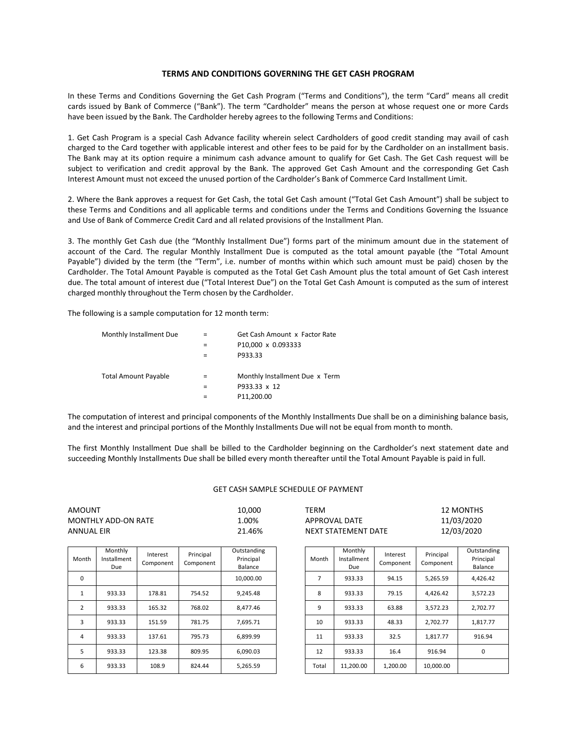## TERMS AND CONDITIONS GOVERNING THE GET CASH PROGRAM

In these Terms and Conditions Governing the Get Cash Program ("Terms and Conditions"), the term "Card" means all credit cards issued by Bank of Commerce ("Bank"). The term "Cardholder" means the person at whose request one or more Cards have been issued by the Bank. The Cardholder hereby agrees to the following Terms and Conditions:

1. Get Cash Program is a special Cash Advance facility wherein select Cardholders of good credit standing may avail of cash charged to the Card together with applicable interest and other fees to be paid for by the Cardholder on an installment basis. The Bank may at its option require a minimum cash advance amount to qualify for Get Cash. The Get Cash request will be subject to verification and credit approval by the Bank. The approved Get Cash Amount and the corresponding Get Cash Interest Amount must not exceed the unused portion of the Cardholder's Bank of Commerce Card Installment Limit.

2. Where the Bank approves a request for Get Cash, the total Get Cash amount ("Total Get Cash Amount") shall be subject to these Terms and Conditions and all applicable terms and conditions under the Terms and Conditions Governing the Issuance and Use of Bank of Commerce Credit Card and all related provisions of the Installment Plan.

3. The monthly Get Cash due (the "Monthly Installment Due") forms part of the minimum amount due in the statement of account of the Card. The regular Monthly Installment Due is computed as the total amount payable (the "Total Amount Payable") divided by the term (the "Term", i.e. number of months within which such amount must be paid) chosen by the Cardholder. The Total Amount Payable is computed as the Total Get Cash Amount plus the total amount of Get Cash interest due. The total amount of interest due ("Total Interest Due") on the Total Get Cash Amount is computed as the sum of interest charged monthly throughout the Term chosen by the Cardholder.

The following is a sample computation for 12 month term:

| | | |
|---|---|---|
| Monthly Installment Due | = | Get Cash Amount x Factor Rate |
| | = | P10,000 x 0.093333 |
| | = | P933.33 |
| | | |
| Total Amount Payable | = | Monthly Installment Due x Term |
| | = | P933.33 x 12 |
| | = | P11,200.00 |

The computation of interest and principal components of the Monthly Installments Due shall be on a diminishing balance basis, and the interest and principal portions of the Monthly Installments Due will not be equal from month to month.

The first Monthly Installment Due shall be billed to the Cardholder beginning on the Cardholder's next statement date and succeeding Monthly Installments Due shall be billed every month thereafter until the Total Amount Payable is paid in full.

GET CASH SAMPLE SCHEDULE OF PAYMENT

| | | | |
|---|---|---|---|
| AMOUNT | 10,000 | TERM | 12 MONTHS |
| MONTHLY ADD-ON RATE | 1.00% | APPROVAL DATE | 11/03/2020 |
| ANNUAL EIR | 21.46% | NEXT STATEMENT DATE | 12/03/2020 |

| Month | Monthly Installment Due | Interest Component | Principal Component | Outstanding Principal Balance |
|---|---|---|---|---|
| 0 | | | | 10,000.00 |
| 1 | 933.33 | 178.81 | 754.52 | 9,245.48 |
| 2 | 933.33 | 165.32 | 768.02 | 8,477.46 |
| 3 | 933.33 | 151.59 | 781.75 | 7,695.71 |
| 4 | 933.33 | 137.61 | 795.73 | 6,899.99 |
| 5 | 933.33 | 123.38 | 809.95 | 6,090.03 |
| 6 | 933.33 | 108.9 | 824.44 | 5,265.59 |
| 7 | 933.33 | 94.15 | 5,265.59 | 4,426.42 |
| 8 | 933.33 | 79.15 | 4,426.42 | 3,572.23 |
| 9 | 933.33 | 63.88 | 3,572.23 | 2,702.77 |
| 10 | 933.33 | 48.33 | 2,702.77 | 1,817.77 |
| 11 | 933.33 | 32.5 | 1,817.77 | 916.94 |
| 12 | 933.33 | 16.4 | 916.94 | 0 |
| Total | 11,200.00 | 1,200.00 | 10,000.00 | |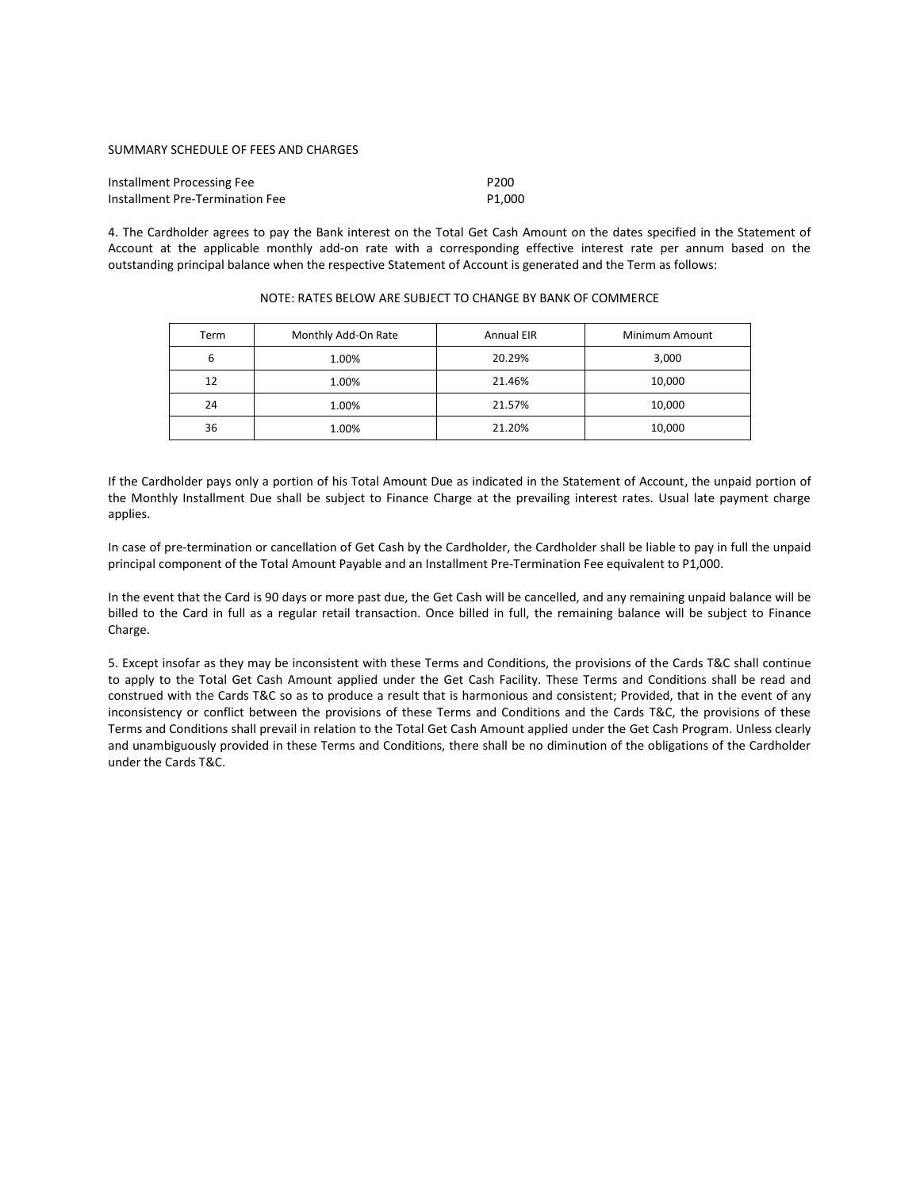SUMMARY SCHEDULE OF FEES AND CHARGES

| | |
|---|---|
| Installment Processing Fee | P200 |
| Installment Pre-Termination Fee | P1,000 |

4. The Cardholder agrees to pay the Bank interest on the Total Get Cash Amount on the dates specified in the Statement of Account at the applicable monthly add-on rate with a corresponding effective interest rate per annum based on the outstanding principal balance when the respective Statement of Account is generated and the Term as follows:

NOTE: RATES BELOW ARE SUBJECT TO CHANGE BY BANK OF COMMERCE

| Term | Monthly Add-On Rate | Annual EIR | Minimum Amount |
|---|---|---|---|
| 6 | 1.00% | 20.29% | 3,000 |
| 12 | 1.00% | 21.46% | 10,000 |
| 24 | 1.00% | 21.57% | 10,000 |
| 36 | 1.00% | 21.20% | 10,000 |

If the Cardholder pays only a portion of his Total Amount Due as indicated in the Statement of Account, the unpaid portion of the Monthly Installment Due shall be subject to Finance Charge at the prevailing interest rates. Usual late payment charge applies.

In case of pre-termination or cancellation of Get Cash by the Cardholder, the Cardholder shall be liable to pay in full the unpaid principal component of the Total Amount Payable and an Installment Pre-Termination Fee equivalent to P1,000.

In the event that the Card is 90 days or more past due, the Get Cash will be cancelled, and any remaining unpaid balance will be billed to the Card in full as a regular retail transaction. Once billed in full, the remaining balance will be subject to Finance Charge.

5. Except insofar as they may be inconsistent with these Terms and Conditions, the provisions of the Cards T&C shall continue to apply to the Total Get Cash Amount applied under the Get Cash Facility. These Terms and Conditions shall be read and construed with the Cards T&C so as to produce a result that is harmonious and consistent; Provided, that in the event of any inconsistency or conflict between the provisions of these Terms and Conditions and the Cards T&C, the provisions of these Terms and Conditions shall prevail in relation to the Total Get Cash Amount applied under the Get Cash Program. Unless clearly and unambiguously provided in these Terms and Conditions, there shall be no diminution of the obligations of the Cardholder under the Cards T&C.